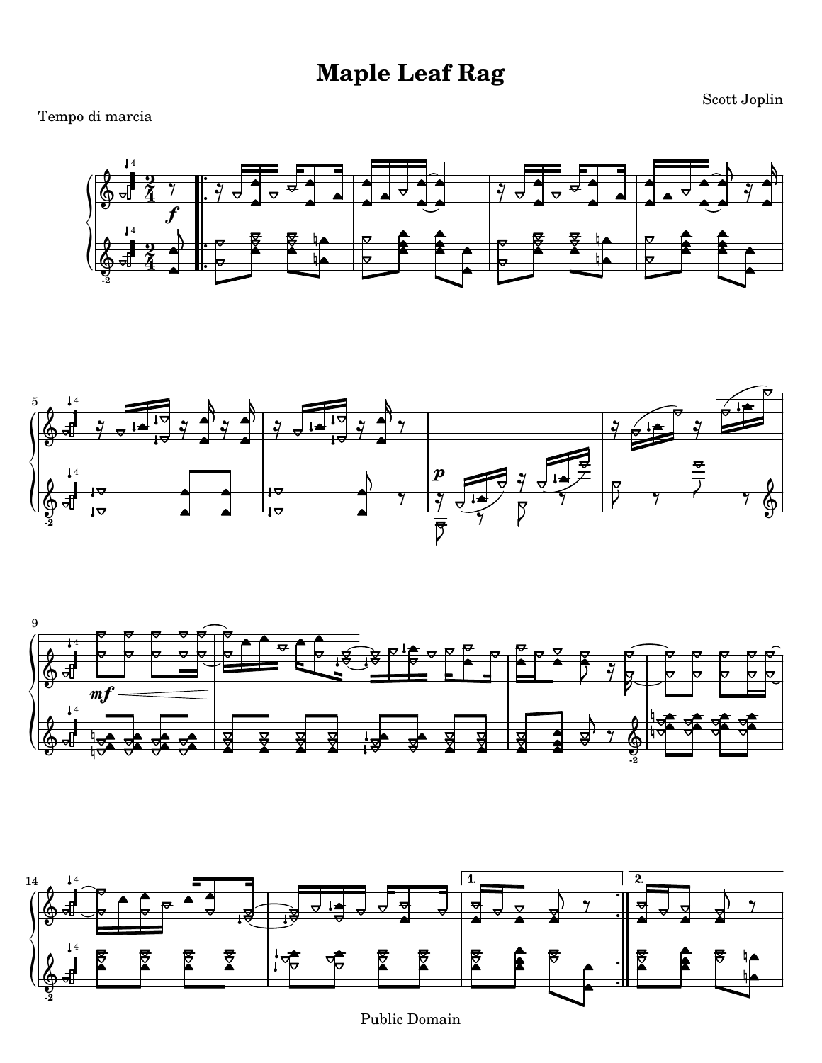# Maple Leaf Rag

Scott Joplin

Tempo di marcia

Public Domain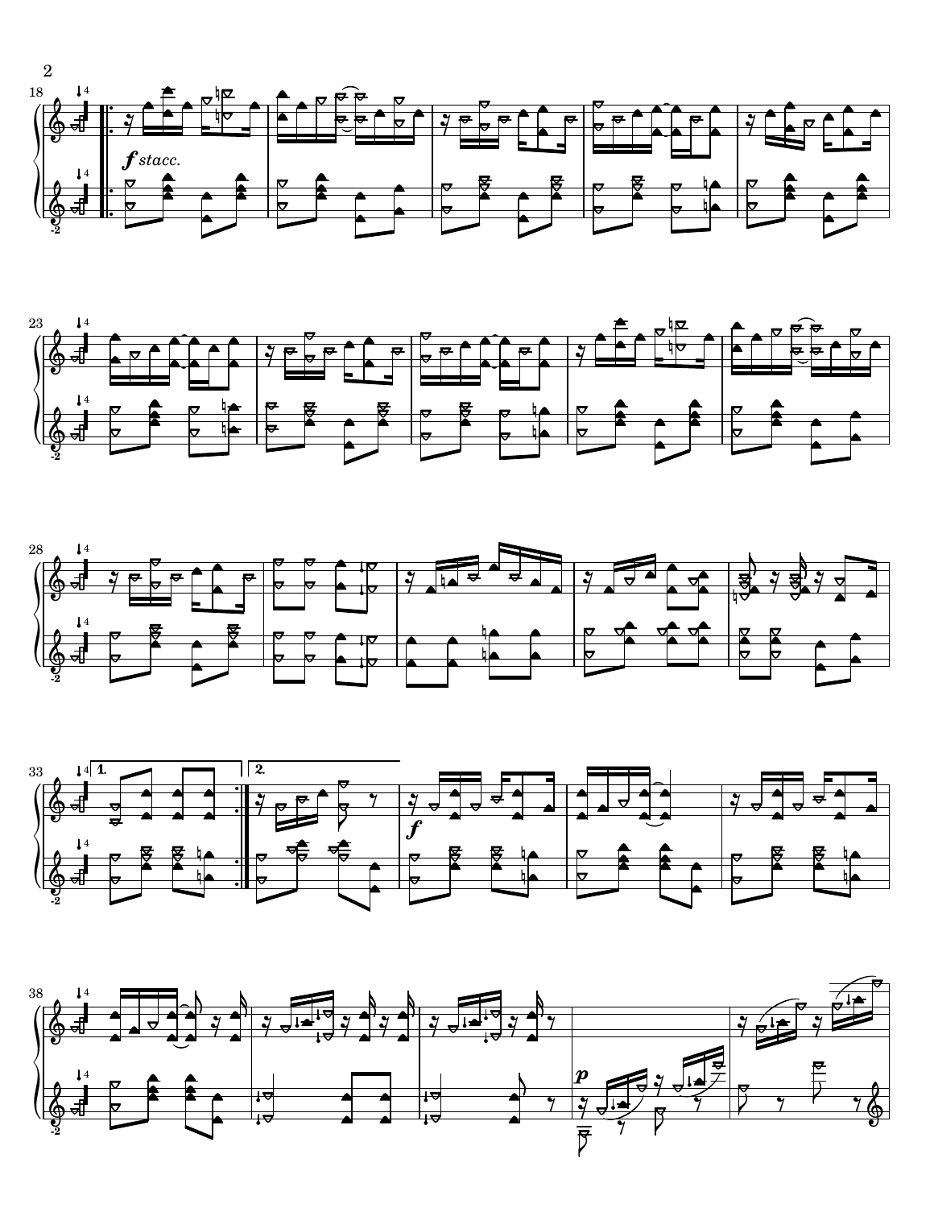*f stacc.*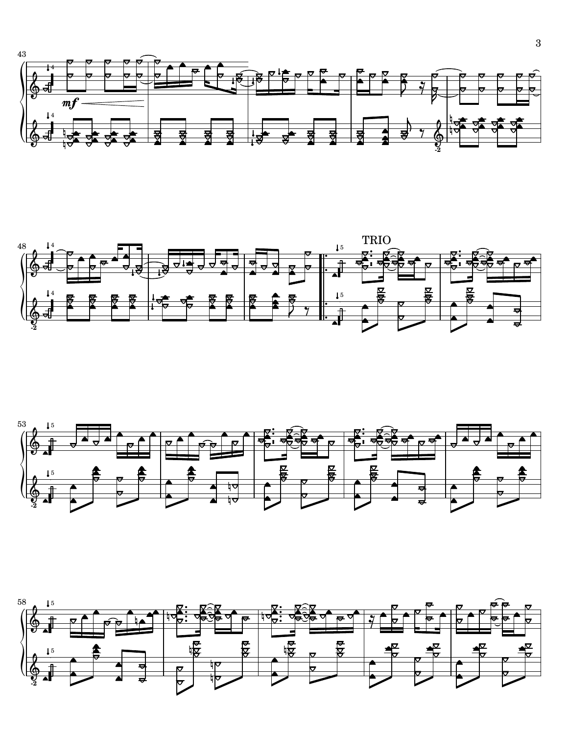TRIO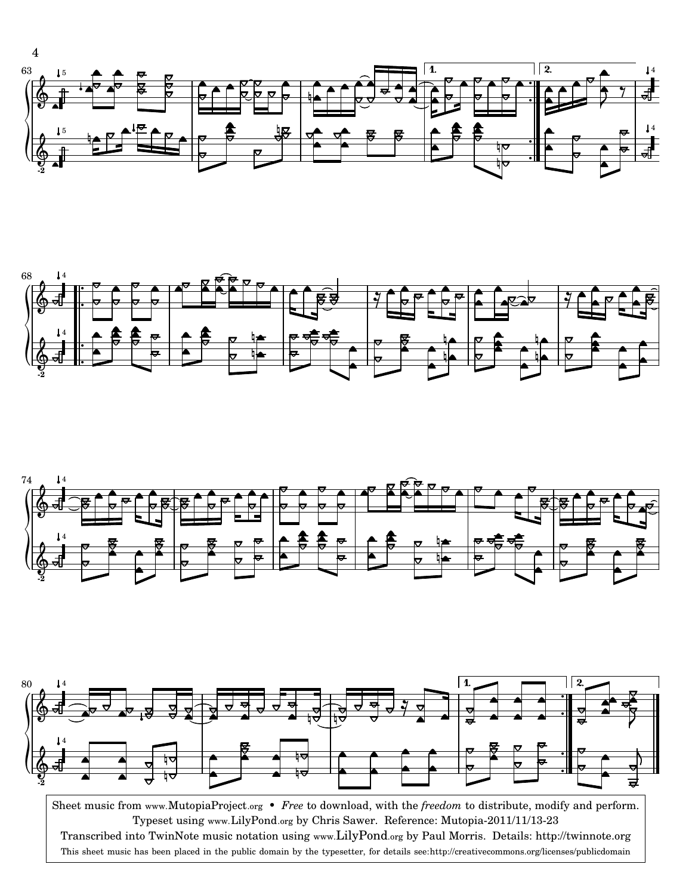Sheet music from www.MutopiaProject.org • *Free* to download, with the *freedom* to distribute, modify and perform.
Typeset using www.LilyPond.org by Chris Sawer. Reference: Mutopia-2011/11/13-23
Transcribed into TwinNote music notation using www.LilyPond.org by Paul Morris. Details: http://twinnote.org
This sheet music has been placed in the public domain by the typesetter, for details see:http://creativecommons.org/licenses/publicdomain